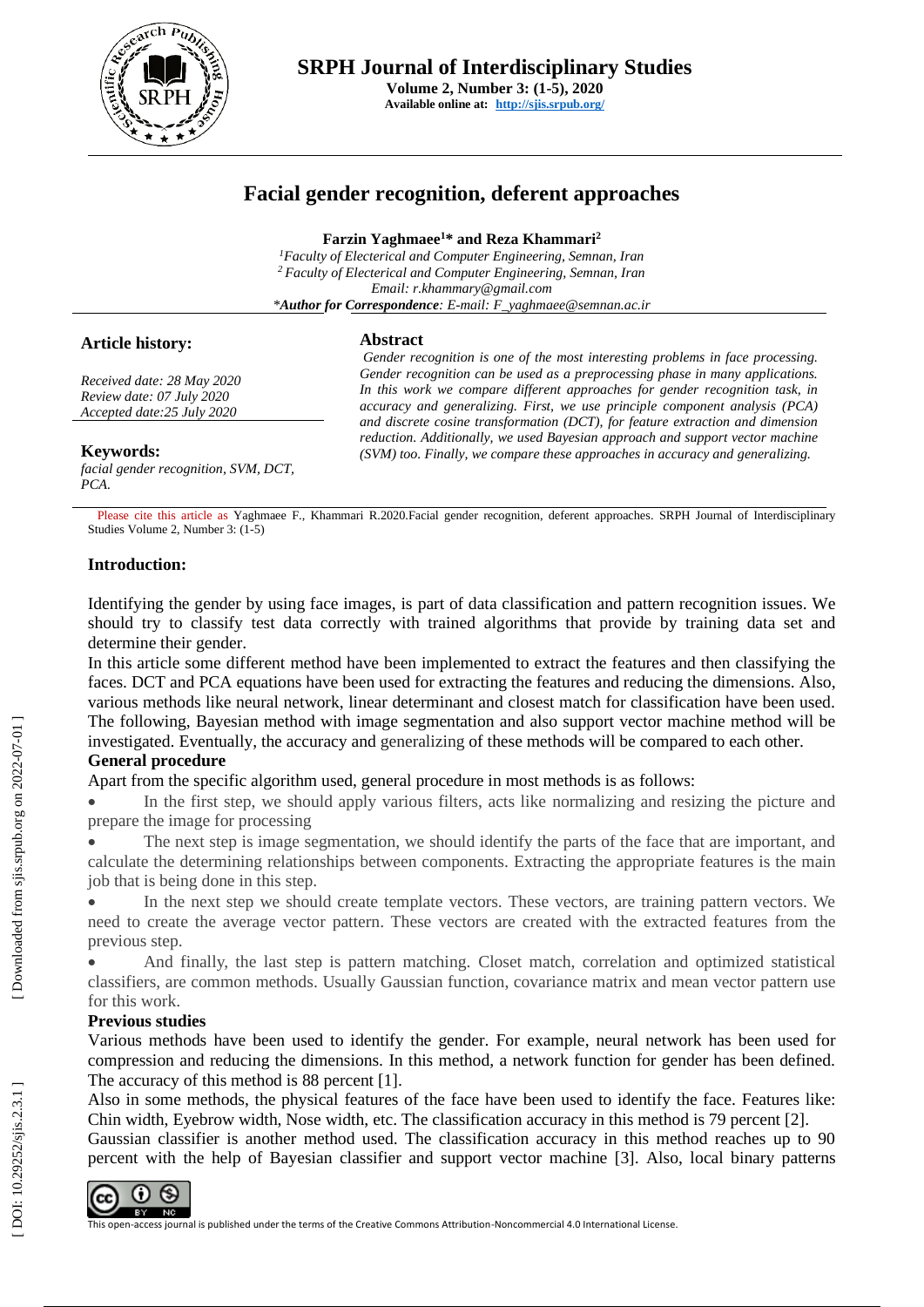# Facial gender recognition, deferent approaches

**Farzin Yaghmaee[1]* and Reza Khammari[2]**

[1]*Faculty of Electerical and Computer Engineering, Semnan, Iran*
[2] *Faculty of Electerical and Computer Engineering, Semnan, Iran*
*Email: r.khammary@gmail.com*
**Author for Correspondence*: *E-mail: F_yaghmaee@semnan.ac.ir*

**Article history:**

*Received date: 28 May 2020*
*Review date: 07 July 2020*
*Accepted date:25 July 2020*

**Keywords:**
*facial gender recognition, SVM, DCT, PCA.*

## Abstract

*Gender recognition is one of the most interesting problems in face processing. Gender recognition can be used as a preprocessing phase in many applications. In this work we compare different approaches for gender recognition task, in accuracy and generalizing. First, we use principle component analysis (PCA) and discrete cosine transformation (DCT), for feature extraction and dimension reduction. Additionally, we used Bayesian approach and support vector machine (SVM) too. Finally, we compare these approaches in accuracy and generalizing.*

Please cite this article as Yaghmaee F., Khammari R.2020.Facial gender recognition, deferent approaches. SRPH Journal of Interdisciplinary Studies Volume 2, Number 3: (1-5)

## Introduction:

Identifying the gender by using face images, is part of data classification and pattern recognition issues. We should try to classify test data correctly with trained algorithms that provide by training data set and determine their gender.

In this article some different method have been implemented to extract the features and then classifying the faces. DCT and PCA equations have been used for extracting the features and reducing the dimensions. Also, various methods like neural network, linear determinant and closest match for classification have been used. The following, Bayesian method with image segmentation and also support vector machine method will be investigated. Eventually, the accuracy and generalizing of these methods will be compared to each other.

### General procedure

Apart from the specific algorithm used, general procedure in most methods is as follows:

- In the first step, we should apply various filters, acts like normalizing and resizing the picture and prepare the image for processing
- The next step is image segmentation, we should identify the parts of the face that are important, and calculate the determining relationships between components. Extracting the appropriate features is the main job that is being done in this step.
- In the next step we should create template vectors. These vectors, are training pattern vectors. We need to create the average vector pattern. These vectors are created with the extracted features from the previous step.
- And finally, the last step is pattern matching. Closet match, correlation and optimized statistical classifiers, are common methods. Usually Gaussian function, covariance matrix and mean vector pattern use for this work.

### Previous studies

Various methods have been used to identify the gender. For example, neural network has been used for compression and reducing the dimensions. In this method, a network function for gender has been defined. The accuracy of this method is 88 percent [1].

Also in some methods, the physical features of the face have been used to identify the face. Features like: Chin width, Eyebrow width, Nose width, etc. The classification accuracy in this method is 79 percent [2].

Gaussian classifier is another method used. The classification accuracy in this method reaches up to 90 percent with the help of Bayesian classifier and support vector machine [3]. Also, local binary patterns

This open-access journal is published under the terms of the Creative Commons Attribution-Noncommercial 4.0 International License.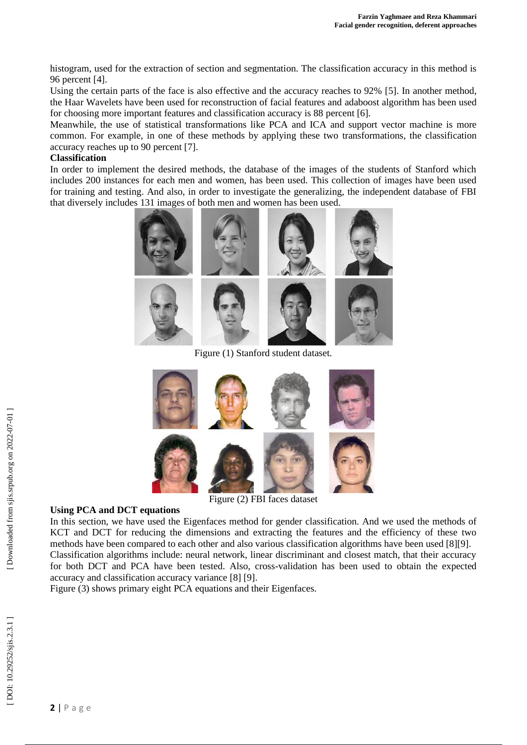histogram, used for the extraction of section and segmentation. The classification accuracy in this method is 96 percent [4].

Using the certain parts of the face is also effective and the accuracy reaches to 92% [5]. In another method, the Haar Wavelets have been used for reconstruction of facial features and adaboost algorithm has been used for choosing more important features and classification accuracy is 88 percent [6].

Meanwhile, the use of statistical transformations like PCA and ICA and support vector machine is more common. For example, in one of these methods by applying these two transformations, the classification accuracy reaches up to 90 percent [7].

**Classification**

In order to implement the desired methods, the database of the images of the students of Stanford which includes 200 instances for each men and women, has been used. This collection of images have been used for training and testing. And also, in order to investigate the generalizing, the independent database of FBI that diversely includes 131 images of both men and women has been used.

Figure (1) Stanford student dataset.

Figure (2) FBI faces dataset

**Using PCA and DCT equations**

In this section, we have used the Eigenfaces method for gender classification. And we used the methods of KCT and DCT for reducing the dimensions and extracting the features and the efficiency of these two methods have been compared to each other and also various classification algorithms have been used [8][9].

Classification algorithms include: neural network, linear discriminant and closest match, that their accuracy for both DCT and PCA have been tested. Also, cross-validation has been used to obtain the expected accuracy and classification accuracy variance [8] [9].

Figure (3) shows primary eight PCA equations and their Eigenfaces.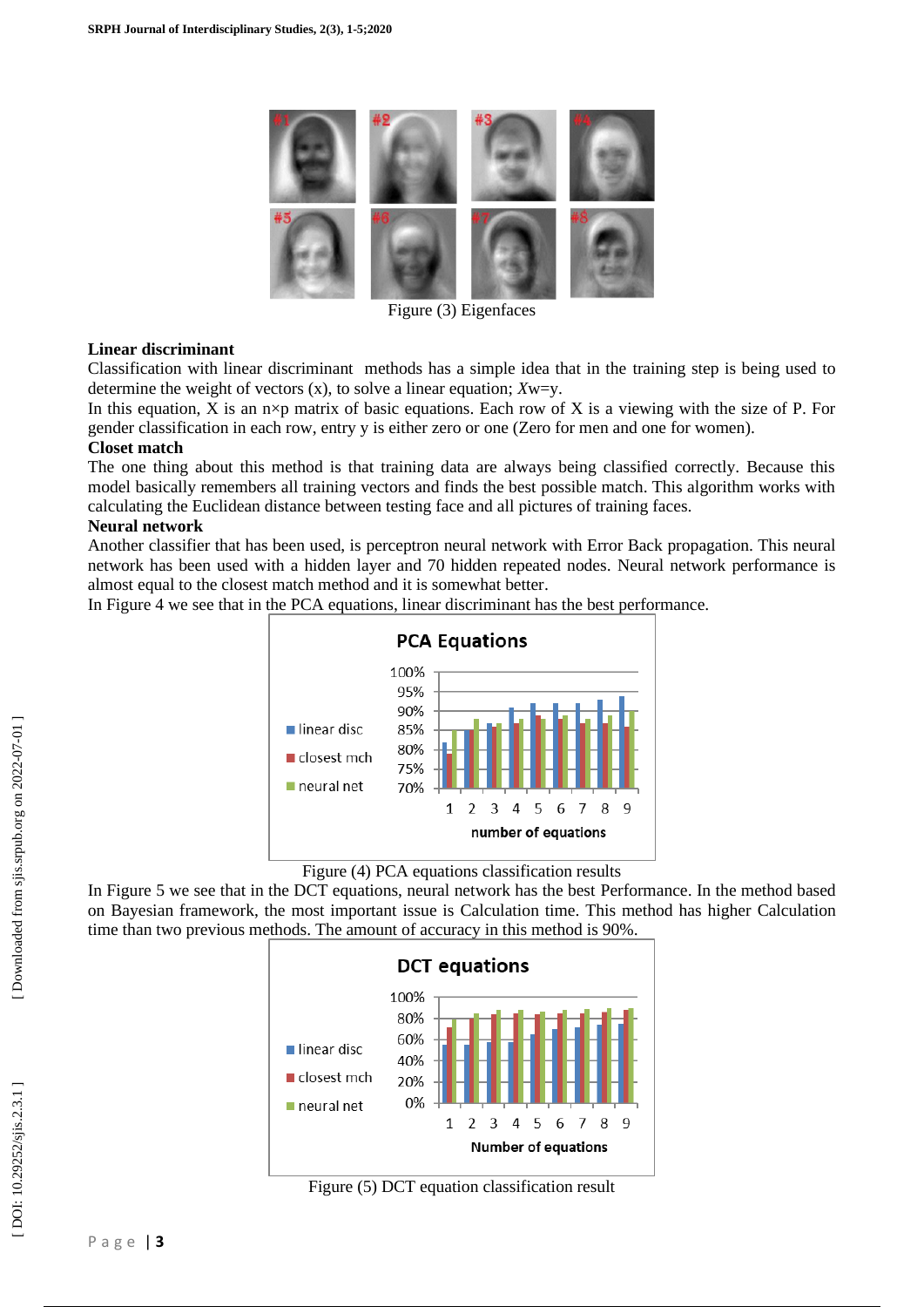Figure (3) Eigenfaces

**Linear discriminant**

Classification with linear discriminant methods has a simple idea that in the training step is being used to determine the weight of vectors (x), to solve a linear equation; $Xw=y$.

In this equation, X is an n×p matrix of basic equations. Each row of X is a viewing with the size of P. For gender classification in each row, entry y is either zero or one (Zero for men and one for women).

**Closet match**

The one thing about this method is that training data are always being classified correctly. Because this model basically remembers all training vectors and finds the best possible match. This algorithm works with calculating the Euclidean distance between testing face and all pictures of training faces.

**Neural network**

Another classifier that has been used, is perceptron neural network with Error Back propagation. This neural network has been used with a hidden layer and 70 hidden repeated nodes. Neural network performance is almost equal to the closest match method and it is somewhat better.

In Figure 4 we see that in the PCA equations, linear discriminant has the best performance.

Figure (4) PCA equations classification results

In Figure 5 we see that in the DCT equations, neural network has the best Performance. In the method based on Bayesian framework, the most important issue is Calculation time. This method has higher Calculation time than two previous methods. The amount of accuracy in this method is 90%.

Figure (5) DCT equation classification result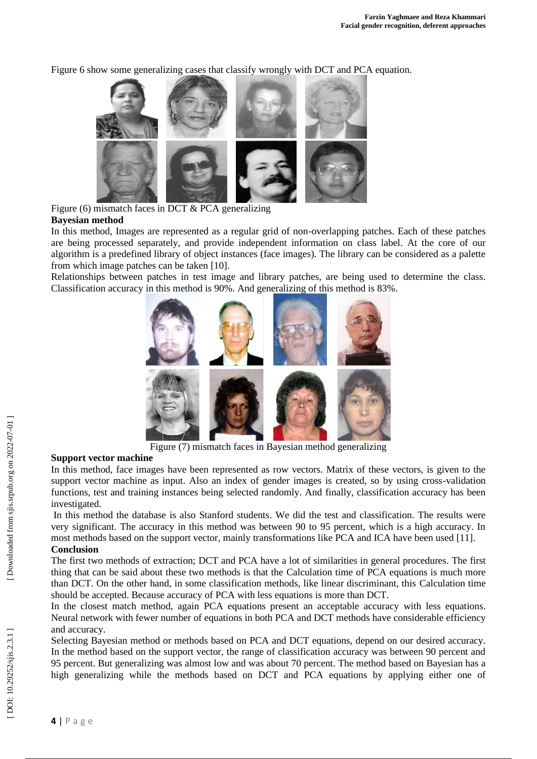Figure 6 show some generalizing cases that classify wrongly with DCT and PCA equation.

Figure (6) mismatch faces in DCT & PCA generalizing

**Bayesian method**

In this method, Images are represented as a regular grid of non-overlapping patches. Each of these patches are being processed separately, and provide independent information on class label. At the core of our algorithm is a predefined library of object instances (face images). The library can be considered as a palette from which image patches can be taken [10].

Relationships between patches in test image and library patches, are being used to determine the class. Classification accuracy in this method is 90%. And generalizing of this method is 83%.

Figure (7) mismatch faces in Bayesian method generalizing

**Support vector machine**

In this method, face images have been represented as row vectors. Matrix of these vectors, is given to the support vector machine as input. Also an index of gender images is created, so by using cross-validation functions, test and training instances being selected randomly. And finally, classification accuracy has been investigated.

In this method the database is also Stanford students. We did the test and classification. The results were very significant. The accuracy in this method was between 90 to 95 percent, which is a high accuracy. In most methods based on the support vector, mainly transformations like PCA and ICA have been used [11].

**Conclusion**

The first two methods of extraction; DCT and PCA have a lot of similarities in general procedures. The first thing that can be said about these two methods is that the Calculation time of PCA equations is much more than DCT. On the other hand, in some classification methods, like linear discriminant, this Calculation time should be accepted. Because accuracy of PCA with less equations is more than DCT.

In the closest match method, again PCA equations present an acceptable accuracy with less equations. Neural network with fewer number of equations in both PCA and DCT methods have considerable efficiency and accuracy.

Selecting Bayesian method or methods based on PCA and DCT equations, depend on our desired accuracy. In the method based on the support vector, the range of classification accuracy was between 90 percent and 95 percent. But generalizing was almost low and was about 70 percent. The method based on Bayesian has a high generalizing while the methods based on DCT and PCA equations by applying either one of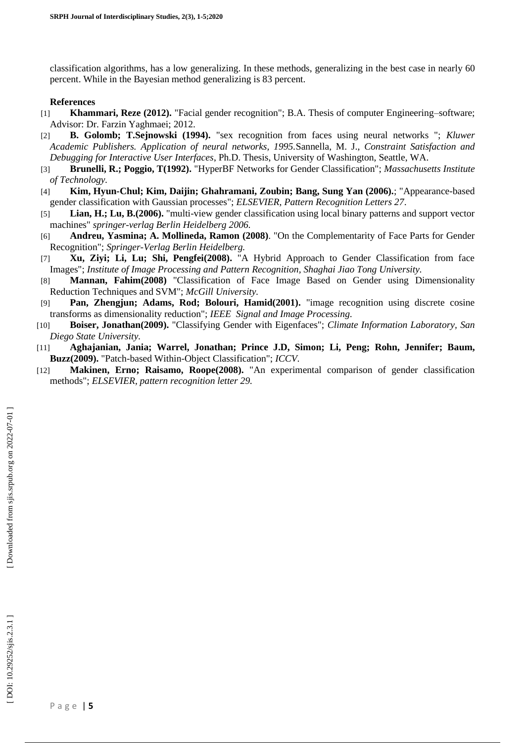classification algorithms, has a low generalizing. In these methods, generalizing in the best case in nearly 60 percent. While in the Bayesian method generalizing is 83 percent.

**References**

[1] **Khammari, Reze (2012).** "Facial gender recognition"; B.A. Thesis of computer Engineering–software; Advisor: Dr. Farzin Yaghmaei; 2012.

[2] **B. Golomb; T.Sejnowski (1994).** "sex recognition from faces using neural networks "; *Kluwer Academic Publishers. Application of neural networks, 1995.*Sannella, M. J., *Constraint Satisfaction and Debugging for Interactive User Interfaces*, Ph.D. Thesis, University of Washington, Seattle, WA.

[3] **Brunelli, R.; Poggio, T(1992).** "HyperBF Networks for Gender Classification"; *Massachusetts Institute of Technology.*

[4] **Kim, Hyun-Chul; Kim, Daijin; Ghahramani, Zoubin; Bang, Sung Yan (2006).**; "Appearance-based gender classification with Gaussian processes"; *ELSEVIER, Pattern Recognition Letters 27.*

[5] **Lian, H.; Lu, B.(2006).** "multi-view gender classification using local binary patterns and support vector machines" *springer-verlag Berlin Heidelberg 2006.*

[6] **Andreu, Yasmina; A. Mollineda, Ramon (2008)**. "On the Complementarity of Face Parts for Gender Recognition"; *Springer-Verlag Berlin Heidelberg.*

[7] **Xu, Ziyi; Li, Lu; Shi, Pengfei(2008).** "A Hybrid Approach to Gender Classification from face Images"; *Institute of Image Processing and Pattern Recognition, Shaghai Jiao Tong University.*

[8] **Mannan, Fahim(2008)** "Classification of Face Image Based on Gender using Dimensionality Reduction Techniques and SVM"; *McGill University.*

[9] **Pan, Zhengjun; Adams, Rod; Bolouri, Hamid(2001).** "image recognition using discrete cosine transforms as dimensionality reduction"; *IEEE Signal and Image Processing.*

[10] **Boiser, Jonathan(2009).** "Classifying Gender with Eigenfaces"; *Climate Information Laboratory, San Diego State University.*

[11] **Aghajanian, Jania; Warrel, Jonathan; Prince J.D, Simon; Li, Peng; Rohn, Jennifer; Baum, Buzz(2009).** "Patch-based Within-Object Classification"; *ICCV.*

[12] **Makinen, Erno; Raisamo, Roope(2008).** "An experimental comparison of gender classification methods"; *ELSEVIER, pattern recognition letter 29.*